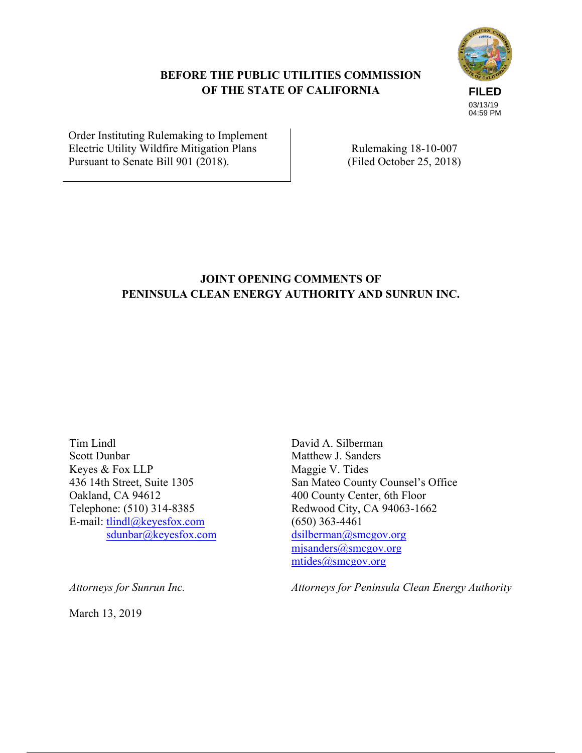**BEFORE THE PUBLIC UTILITIES COMMISSION OF THE STATE OF CALIFORNIA**

**FILED**
03/13/19
04:59 PM

| Order Instituting Rulemaking to Implement Electric Utility Wildfire Mitigation Plans Pursuant to Senate Bill 901 (2018). | Rulemaking 18-10-007 (Filed October 25, 2018) |
| --- | --- |

**JOINT OPENING COMMENTS OF PENINSULA CLEAN ENERGY AUTHORITY AND SUNRUN INC.**

Tim Lindl
Scott Dunbar
Keyes & Fox LLP
436 14th Street, Suite 1305
Oakland, CA 94612
Telephone: (510) 314-8385
E-mail: tlindl@keyesfox.com
sdunbar@keyesfox.com

*Attorneys for Sunrun Inc.*

David A. Silberman
Matthew J. Sanders
Maggie V. Tides
San Mateo County Counsel's Office
400 County Center, 6th Floor
Redwood City, CA 94063-1662
(650) 363-4461
dsilberman@smcgov.org
mjsanders@smcgov.org
mtides@smcgov.org

*Attorneys for Peninsula Clean Energy Authority*

March 13, 2019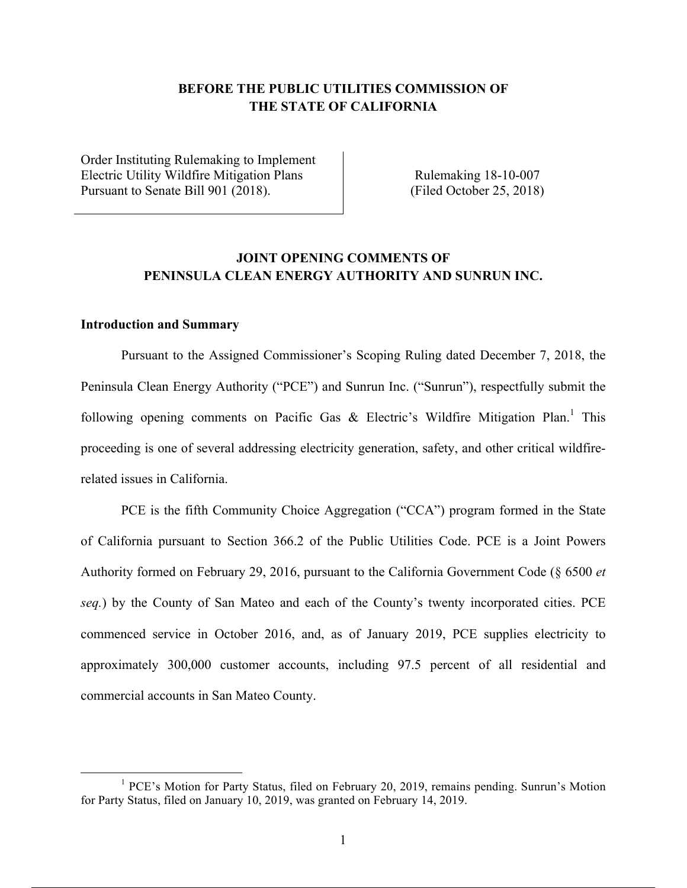**BEFORE THE PUBLIC UTILITIES COMMISSION OF THE STATE OF CALIFORNIA**

| | |
|---|---|
| Order Instituting Rulemaking to Implement Electric Utility Wildfire Mitigation Plans Pursuant to Senate Bill 901 (2018). | Rulemaking 18-10-007 (Filed October 25, 2018) |

## JOINT OPENING COMMENTS OF PENINSULA CLEAN ENERGY AUTHORITY AND SUNRUN INC.

### Introduction and Summary

Pursuant to the Assigned Commissioner's Scoping Ruling dated December 7, 2018, the Peninsula Clean Energy Authority ("PCE") and Sunrun Inc. ("Sunrun"), respectfully submit the following opening comments on Pacific Gas & Electric's Wildfire Mitigation Plan.[1] This proceeding is one of several addressing electricity generation, safety, and other critical wildfire-related issues in California.

PCE is the fifth Community Choice Aggregation ("CCA") program formed in the State of California pursuant to Section 366.2 of the Public Utilities Code. PCE is a Joint Powers Authority formed on February 29, 2016, pursuant to the California Government Code (§ 6500 *et seq.*) by the County of San Mateo and each of the County's twenty incorporated cities. PCE commenced service in October 2016, and, as of January 2019, PCE supplies electricity to approximately 300,000 customer accounts, including 97.5 percent of all residential and commercial accounts in San Mateo County.

---

[1] PCE's Motion for Party Status, filed on February 20, 2019, remains pending. Sunrun's Motion for Party Status, filed on January 10, 2019, was granted on February 14, 2019.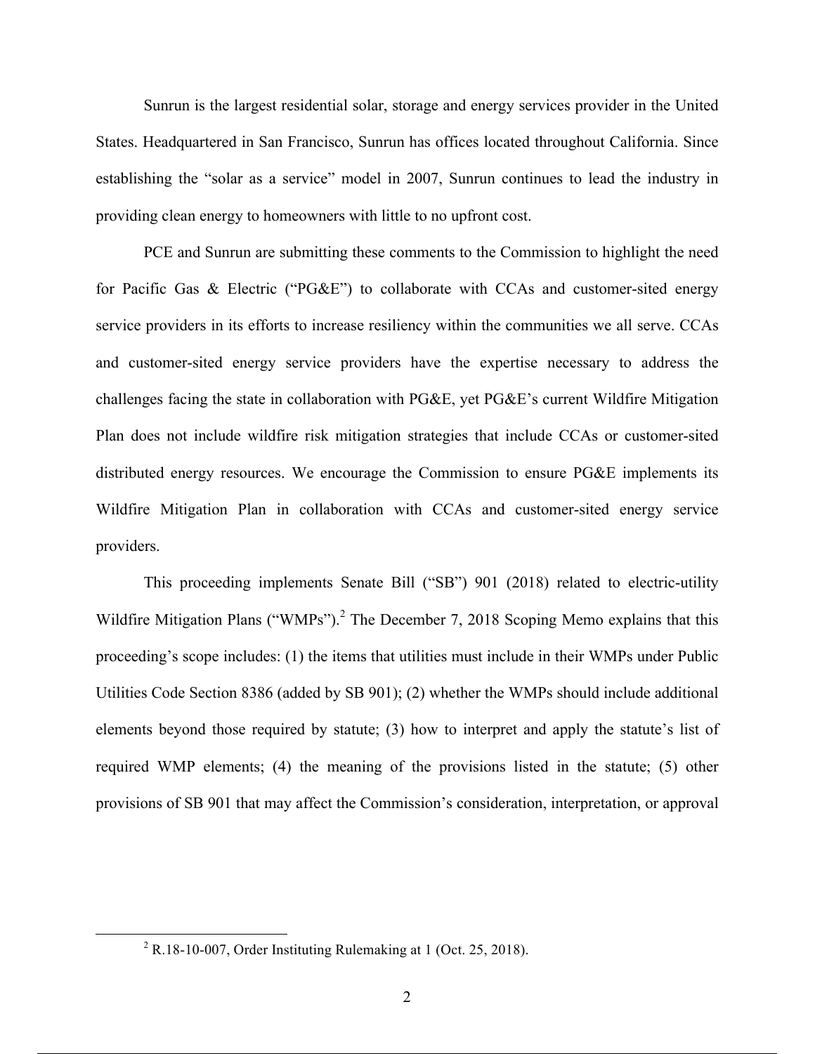Sunrun is the largest residential solar, storage and energy services provider in the United States. Headquartered in San Francisco, Sunrun has offices located throughout California. Since establishing the "solar as a service" model in 2007, Sunrun continues to lead the industry in providing clean energy to homeowners with little to no upfront cost.

PCE and Sunrun are submitting these comments to the Commission to highlight the need for Pacific Gas & Electric ("PG&E") to collaborate with CCAs and customer-sited energy service providers in its efforts to increase resiliency within the communities we all serve. CCAs and customer-sited energy service providers have the expertise necessary to address the challenges facing the state in collaboration with PG&E, yet PG&E's current Wildfire Mitigation Plan does not include wildfire risk mitigation strategies that include CCAs or customer-sited distributed energy resources. We encourage the Commission to ensure PG&E implements its Wildfire Mitigation Plan in collaboration with CCAs and customer-sited energy service providers.

This proceeding implements Senate Bill ("SB") 901 (2018) related to electric-utility Wildfire Mitigation Plans ("WMPs").[2] The December 7, 2018 Scoping Memo explains that this proceeding's scope includes: (1) the items that utilities must include in their WMPs under Public Utilities Code Section 8386 (added by SB 901); (2) whether the WMPs should include additional elements beyond those required by statute; (3) how to interpret and apply the statute's list of required WMP elements; (4) the meaning of the provisions listed in the statute; (5) other provisions of SB 901 that may affect the Commission's consideration, interpretation, or approval

[2] R.18-10-007, Order Instituting Rulemaking at 1 (Oct. 25, 2018).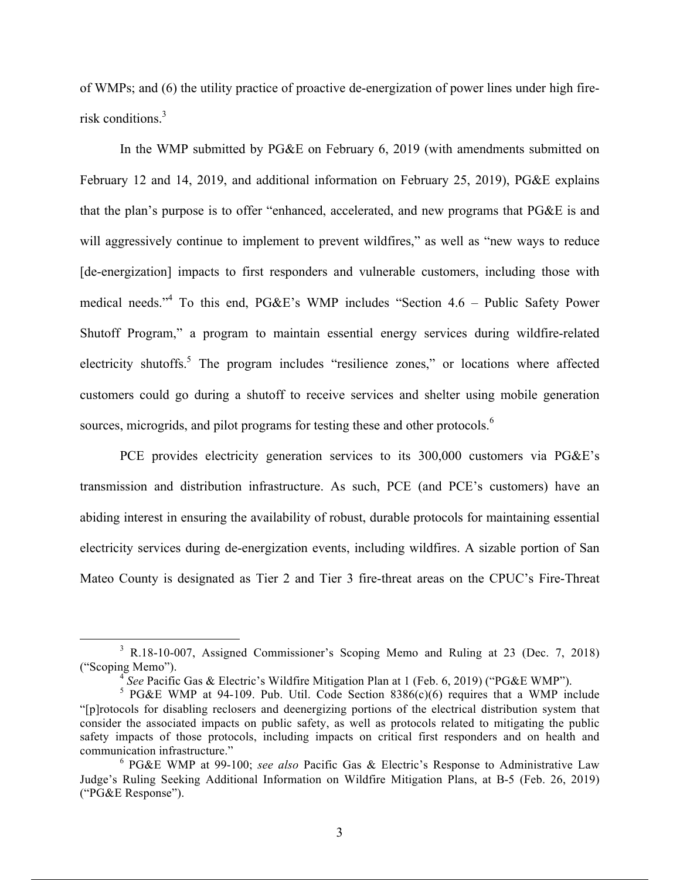of WMPs; and (6) the utility practice of proactive de-energization of power lines under high fire-risk conditions.[3]

In the WMP submitted by PG&E on February 6, 2019 (with amendments submitted on February 12 and 14, 2019, and additional information on February 25, 2019), PG&E explains that the plan's purpose is to offer "enhanced, accelerated, and new programs that PG&E is and will aggressively continue to implement to prevent wildfires," as well as "new ways to reduce [de-energization] impacts to first responders and vulnerable customers, including those with medical needs."[4] To this end, PG&E's WMP includes "Section 4.6 – Public Safety Power Shutoff Program," a program to maintain essential energy services during wildfire-related electricity shutoffs.[5] The program includes "resilience zones," or locations where affected customers could go during a shutoff to receive services and shelter using mobile generation sources, microgrids, and pilot programs for testing these and other protocols.[6]

PCE provides electricity generation services to its 300,000 customers via PG&E's transmission and distribution infrastructure. As such, PCE (and PCE's customers) have an abiding interest in ensuring the availability of robust, durable protocols for maintaining essential electricity services during de-energization events, including wildfires. A sizable portion of San Mateo County is designated as Tier 2 and Tier 3 fire-threat areas on the CPUC's Fire-Threat

---

[3] R.18-10-007, Assigned Commissioner's Scoping Memo and Ruling at 23 (Dec. 7, 2018) ("Scoping Memo").

[4] *See* Pacific Gas & Electric's Wildfire Mitigation Plan at 1 (Feb. 6, 2019) ("PG&E WMP").

[5] PG&E WMP at 94-109. Pub. Util. Code Section 8386(c)(6) requires that a WMP include "[p]rotocols for disabling reclosers and deenergizing portions of the electrical distribution system that consider the associated impacts on public safety, as well as protocols related to mitigating the public safety impacts of those protocols, including impacts on critical first responders and on health and communication infrastructure."

[6] PG&E WMP at 99-100; *see also* Pacific Gas & Electric's Response to Administrative Law Judge's Ruling Seeking Additional Information on Wildfire Mitigation Plans, at B-5 (Feb. 26, 2019) ("PG&E Response").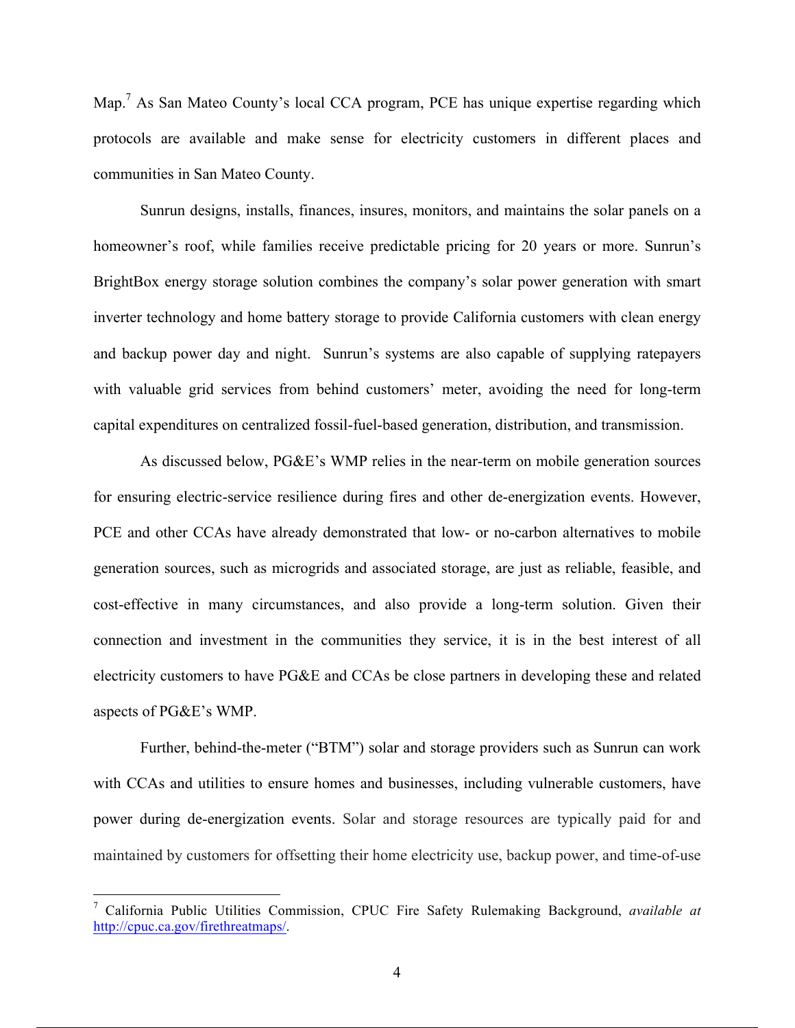Map.[7] As San Mateo County's local CCA program, PCE has unique expertise regarding which protocols are available and make sense for electricity customers in different places and communities in San Mateo County.

Sunrun designs, installs, finances, insures, monitors, and maintains the solar panels on a homeowner's roof, while families receive predictable pricing for 20 years or more. Sunrun's BrightBox energy storage solution combines the company's solar power generation with smart inverter technology and home battery storage to provide California customers with clean energy and backup power day and night. Sunrun's systems are also capable of supplying ratepayers with valuable grid services from behind customers' meter, avoiding the need for long-term capital expenditures on centralized fossil-fuel-based generation, distribution, and transmission.

As discussed below, PG&E's WMP relies in the near-term on mobile generation sources for ensuring electric-service resilience during fires and other de-energization events. However, PCE and other CCAs have already demonstrated that low- or no-carbon alternatives to mobile generation sources, such as microgrids and associated storage, are just as reliable, feasible, and cost-effective in many circumstances, and also provide a long-term solution. Given their connection and investment in the communities they service, it is in the best interest of all electricity customers to have PG&E and CCAs be close partners in developing these and related aspects of PG&E's WMP.

Further, behind-the-meter ("BTM") solar and storage providers such as Sunrun can work with CCAs and utilities to ensure homes and businesses, including vulnerable customers, have power during de-energization events. Solar and storage resources are typically paid for and maintained by customers for offsetting their home electricity use, backup power, and time-of-use

---

[7] California Public Utilities Commission, CPUC Fire Safety Rulemaking Background, *available at* http://cpuc.ca.gov/firethreatmaps/.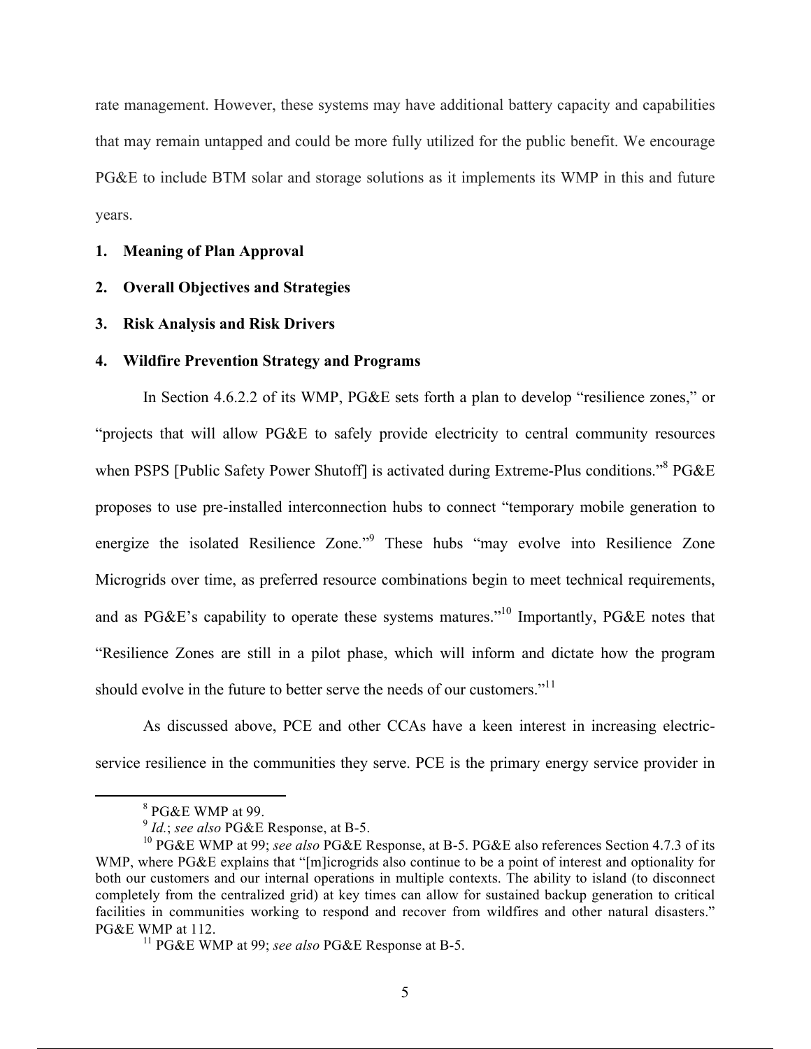rate management. However, these systems may have additional battery capacity and capabilities that may remain untapped and could be more fully utilized for the public benefit. We encourage PG&E to include BTM solar and storage solutions as it implements its WMP in this and future years.

**1. Meaning of Plan Approval**

**2. Overall Objectives and Strategies**

**3. Risk Analysis and Risk Drivers**

**4. Wildfire Prevention Strategy and Programs**

In Section 4.6.2.2 of its WMP, PG&E sets forth a plan to develop "resilience zones," or "projects that will allow PG&E to safely provide electricity to central community resources when PSPS [Public Safety Power Shutoff] is activated during Extreme-Plus conditions."[8] PG&E proposes to use pre-installed interconnection hubs to connect "temporary mobile generation to energize the isolated Resilience Zone."[9] These hubs "may evolve into Resilience Zone Microgrids over time, as preferred resource combinations begin to meet technical requirements, and as PG&E's capability to operate these systems matures."[10] Importantly, PG&E notes that "Resilience Zones are still in a pilot phase, which will inform and dictate how the program should evolve in the future to better serve the needs of our customers."[11]

As discussed above, PCE and other CCAs have a keen interest in increasing electric-service resilience in the communities they serve. PCE is the primary energy service provider in

---

[8] PG&E WMP at 99.

[9] *Id.*; *see also* PG&E Response, at B-5.

[10] PG&E WMP at 99; *see also* PG&E Response, at B-5. PG&E also references Section 4.7.3 of its WMP, where PG&E explains that "[m]icrogrids also continue to be a point of interest and optionality for both our customers and our internal operations in multiple contexts. The ability to island (to disconnect completely from the centralized grid) at key times can allow for sustained backup generation to critical facilities in communities working to respond and recover from wildfires and other natural disasters." PG&E WMP at 112.

[11] PG&E WMP at 99; *see also* PG&E Response at B-5.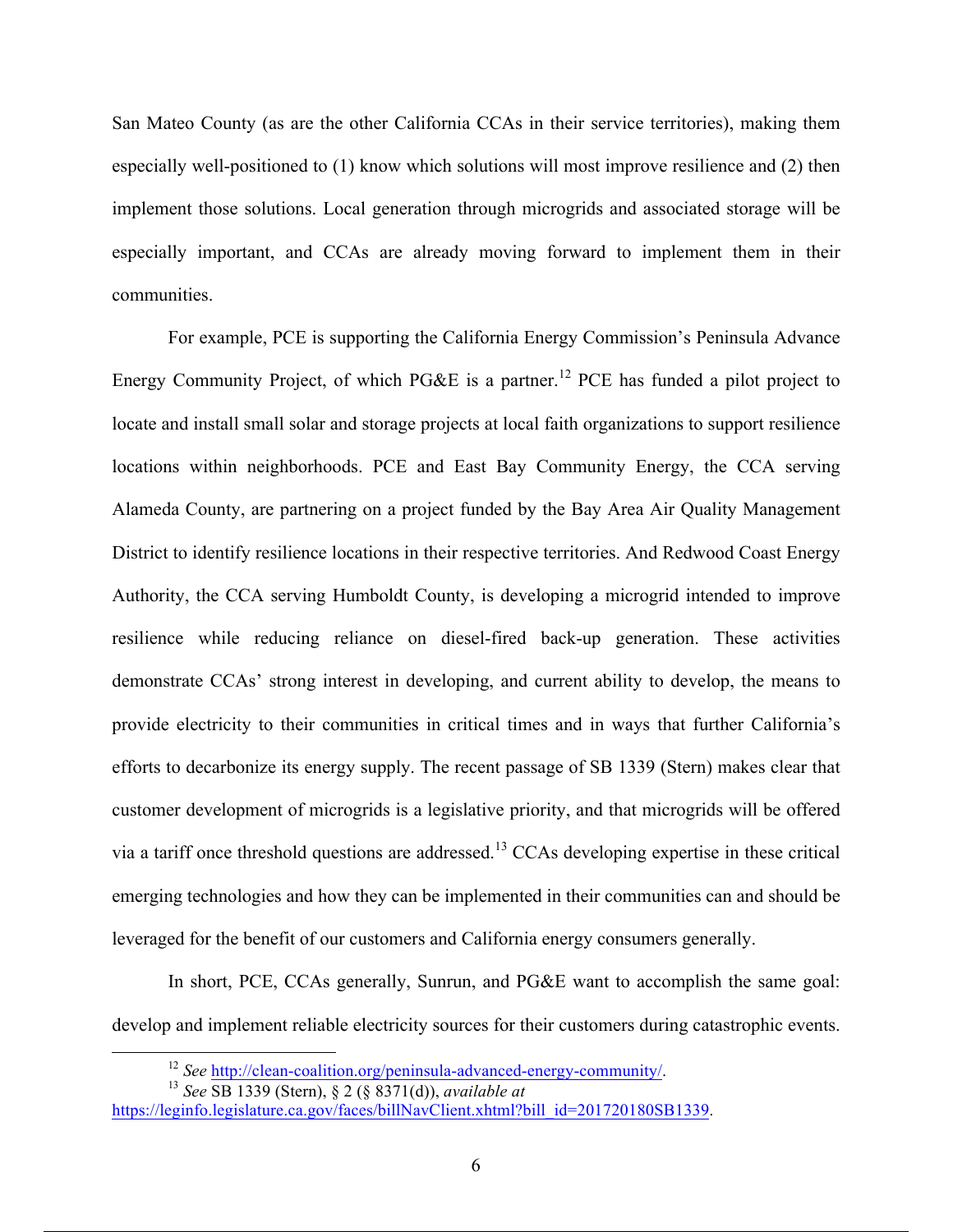San Mateo County (as are the other California CCAs in their service territories), making them especially well-positioned to (1) know which solutions will most improve resilience and (2) then implement those solutions. Local generation through microgrids and associated storage will be especially important, and CCAs are already moving forward to implement them in their communities.

For example, PCE is supporting the California Energy Commission's Peninsula Advance Energy Community Project, of which PG&E is a partner.[12] PCE has funded a pilot project to locate and install small solar and storage projects at local faith organizations to support resilience locations within neighborhoods. PCE and East Bay Community Energy, the CCA serving Alameda County, are partnering on a project funded by the Bay Area Air Quality Management District to identify resilience locations in their respective territories. And Redwood Coast Energy Authority, the CCA serving Humboldt County, is developing a microgrid intended to improve resilience while reducing reliance on diesel-fired back-up generation. These activities demonstrate CCAs' strong interest in developing, and current ability to develop, the means to provide electricity to their communities in critical times and in ways that further California's efforts to decarbonize its energy supply. The recent passage of SB 1339 (Stern) makes clear that customer development of microgrids is a legislative priority, and that microgrids will be offered via a tariff once threshold questions are addressed.[13] CCAs developing expertise in these critical emerging technologies and how they can be implemented in their communities can and should be leveraged for the benefit of our customers and California energy consumers generally.

In short, PCE, CCAs generally, Sunrun, and PG&E want to accomplish the same goal: develop and implement reliable electricity sources for their customers during catastrophic events.

---

[12] *See* http://clean-coalition.org/peninsula-advanced-energy-community/.

[13] *See* SB 1339 (Stern), § 2 (§ 8371(d)), *available at* https://leginfo.legislature.ca.gov/faces/billNavClient.xhtml?bill_id=201720180SB1339.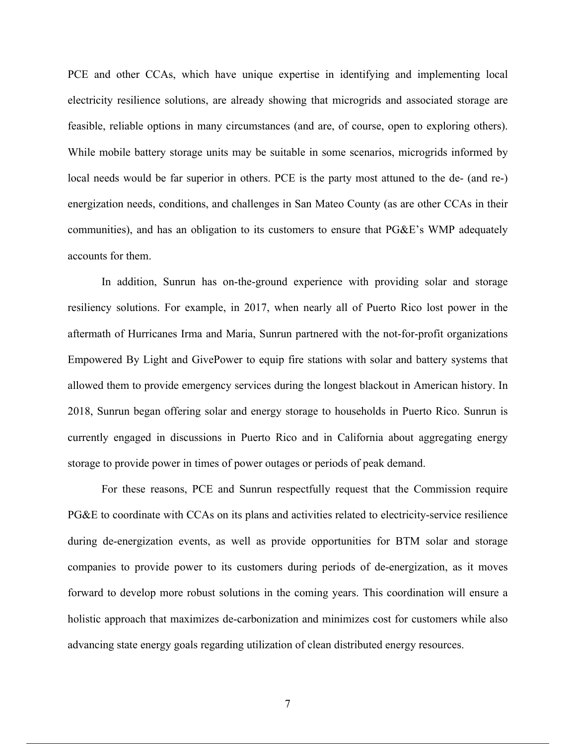PCE and other CCAs, which have unique expertise in identifying and implementing local electricity resilience solutions, are already showing that microgrids and associated storage are feasible, reliable options in many circumstances (and are, of course, open to exploring others). While mobile battery storage units may be suitable in some scenarios, microgrids informed by local needs would be far superior in others. PCE is the party most attuned to the de- (and re-) energization needs, conditions, and challenges in San Mateo County (as are other CCAs in their communities), and has an obligation to its customers to ensure that PG&E's WMP adequately accounts for them.

In addition, Sunrun has on-the-ground experience with providing solar and storage resiliency solutions. For example, in 2017, when nearly all of Puerto Rico lost power in the aftermath of Hurricanes Irma and Maria, Sunrun partnered with the not-for-profit organizations Empowered By Light and GivePower to equip fire stations with solar and battery systems that allowed them to provide emergency services during the longest blackout in American history. In 2018, Sunrun began offering solar and energy storage to households in Puerto Rico. Sunrun is currently engaged in discussions in Puerto Rico and in California about aggregating energy storage to provide power in times of power outages or periods of peak demand.

For these reasons, PCE and Sunrun respectfully request that the Commission require PG&E to coordinate with CCAs on its plans and activities related to electricity-service resilience during de-energization events, as well as provide opportunities for BTM solar and storage companies to provide power to its customers during periods of de-energization, as it moves forward to develop more robust solutions in the coming years. This coordination will ensure a holistic approach that maximizes de-carbonization and minimizes cost for customers while also advancing state energy goals regarding utilization of clean distributed energy resources.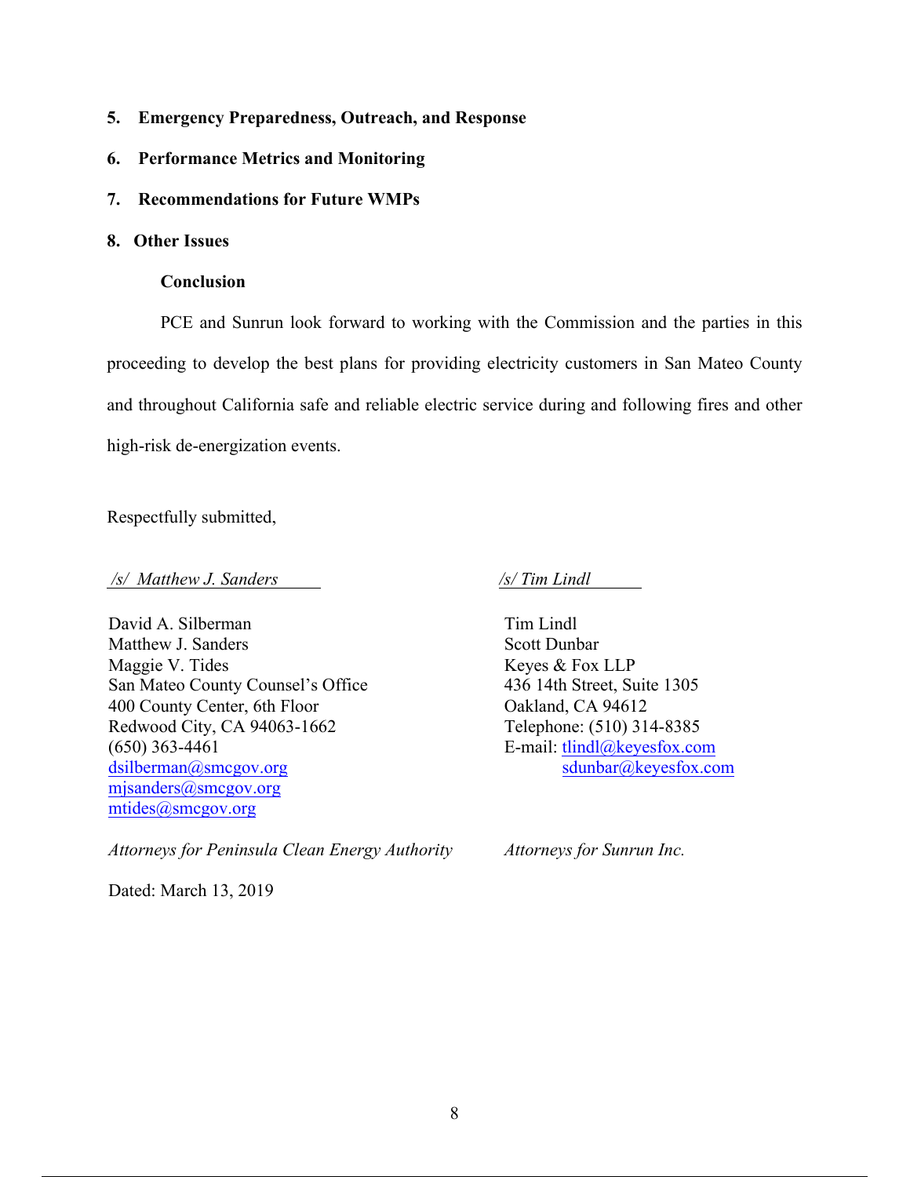## 5. Emergency Preparedness, Outreach, and Response

## 6. Performance Metrics and Monitoring

## 7. Recommendations for Future WMPs

## 8. Other Issues

### Conclusion

PCE and Sunrun look forward to working with the Commission and the parties in this proceeding to develop the best plans for providing electricity customers in San Mateo County and throughout California safe and reliable electric service during and following fires and other high-risk de-energization events.

Respectfully submitted,

*/s/ Matthew J. Sanders*

David A. Silberman
Matthew J. Sanders
Maggie V. Tides
San Mateo County Counsel's Office
400 County Center, 6th Floor
Redwood City, CA 94063-1662
(650) 363-4461
dsilberman@smcgov.org
mjsanders@smcgov.org
mtides@smcgov.org

*Attorneys for Peninsula Clean Energy Authority*

*/s/ Tim Lindl*

Tim Lindl
Scott Dunbar
Keyes & Fox LLP
436 14th Street, Suite 1305
Oakland, CA 94612
Telephone: (510) 314-8385
E-mail: tlindl@keyesfox.com
sdunbar@keyesfox.com

*Attorneys for Sunrun Inc.*

Dated: March 13, 2019